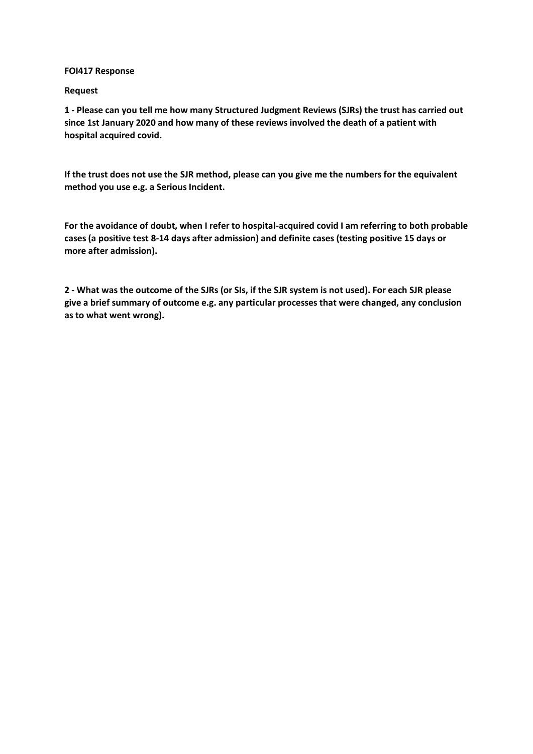**FOI417 Response**

**Request**

**1 - Please can you tell me how many Structured Judgment Reviews (SJRs) the trust has carried out since 1st January 2020 and how many of these reviews involved the death of a patient with hospital acquired covid.**

**If the trust does not use the SJR method, please can you give me the numbers for the equivalent method you use e.g. a Serious Incident.**

**For the avoidance of doubt, when I refer to hospital-acquired covid I am referring to both probable cases (a positive test 8-14 days after admission) and definite cases (testing positive 15 days or more after admission).**

**2 - What was the outcome of the SJRs (or SIs, if the SJR system is not used). For each SJR please give a brief summary of outcome e.g. any particular processes that were changed, any conclusion as to what went wrong).**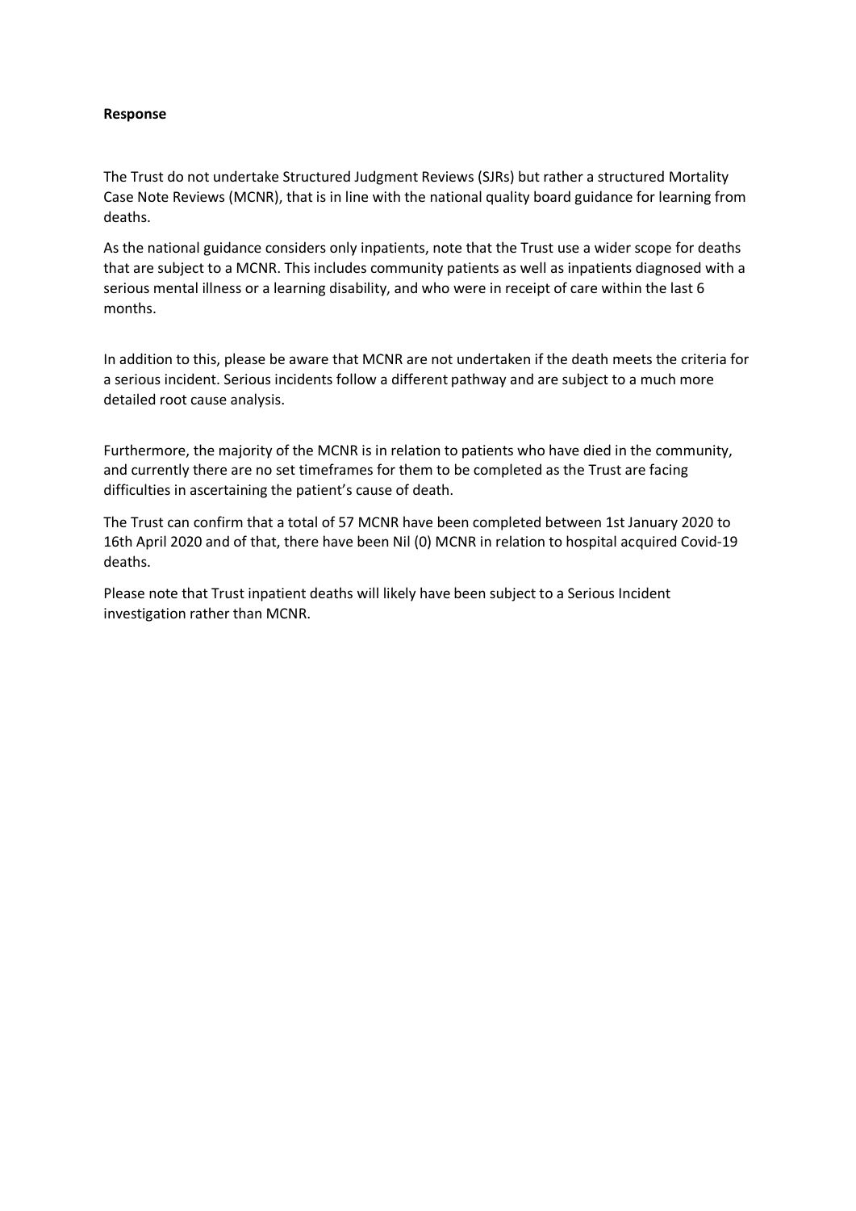**Response**

The Trust do not undertake Structured Judgment Reviews (SJRs) but rather a structured Mortality Case Note Reviews (MCNR), that is in line with the national quality board guidance for learning from deaths.

As the national guidance considers only inpatients, note that the Trust use a wider scope for deaths that are subject to a MCNR. This includes community patients as well as inpatients diagnosed with a serious mental illness or a learning disability, and who were in receipt of care within the last 6 months.

In addition to this, please be aware that MCNR are not undertaken if the death meets the criteria for a serious incident. Serious incidents follow a different pathway and are subject to a much more detailed root cause analysis.

Furthermore, the majority of the MCNR is in relation to patients who have died in the community, and currently there are no set timeframes for them to be completed as the Trust are facing difficulties in ascertaining the patient's cause of death.

The Trust can confirm that a total of 57 MCNR have been completed between 1st January 2020 to 16th April 2020 and of that, there have been Nil (0) MCNR in relation to hospital acquired Covid-19 deaths.

Please note that Trust inpatient deaths will likely have been subject to a Serious Incident investigation rather than MCNR.